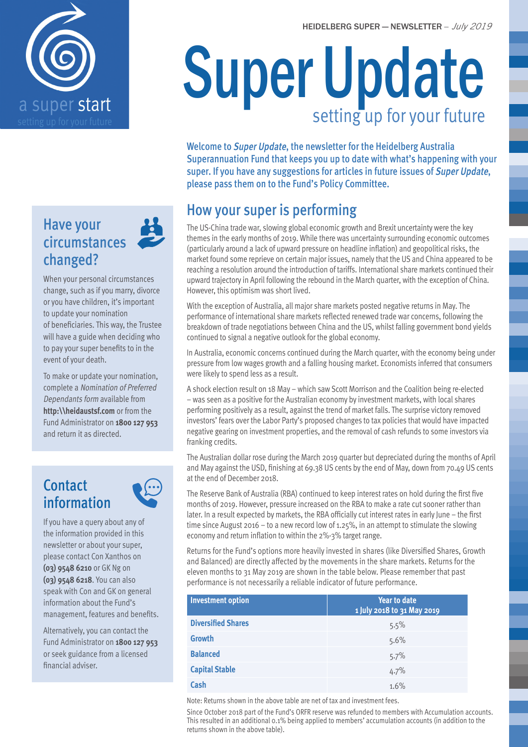HEIDELBERG SUPER — NEWSLETTER – *July 2019*

a super start

setting up for your future

# Super Update

setting up for your future

**Welcome to *Super Update*, the newsletter for the Heidelberg Australia Superannuation Fund that keeps you up to date with what's happening with your super. If you have any suggestions for articles in future issues of *Super Update*, please pass them on to the Fund's Policy Committee.**

## How your super is performing

The US-China trade war, slowing global economic growth and Brexit uncertainty were the key themes in the early months of 2019. While there was uncertainty surrounding economic outcomes (particularly around a lack of upward pressure on headline inflation) and geopolitical risks, the market found some reprieve on certain major issues, namely that the US and China appeared to be reaching a resolution around the introduction of tariffs. International share markets continued their upward trajectory in April following the rebound in the March quarter, with the exception of China. However, this optimism was short lived.

With the exception of Australia, all major share markets posted negative returns in May. The performance of international share markets reflected renewed trade war concerns, following the breakdown of trade negotiations between China and the US, whilst falling government bond yields continued to signal a negative outlook for the global economy.

In Australia, economic concerns continued during the March quarter, with the economy being under pressure from low wages growth and a falling housing market. Economists inferred that consumers were likely to spend less as a result.

A shock election result on 18 May – which saw Scott Morrison and the Coalition being re-elected – was seen as a positive for the Australian economy by investment markets, with local shares performing positively as a result, against the trend of market falls. The surprise victory removed investors' fears over the Labor Party's proposed changes to tax policies that would have impacted negative gearing on investment properties, and the removal of cash refunds to some investors via franking credits.

The Australian dollar rose during the March 2019 quarter but depreciated during the months of April and May against the USD, finishing at 69.38 US cents by the end of May, down from 70.49 US cents at the end of December 2018.

The Reserve Bank of Australia (RBA) continued to keep interest rates on hold during the first five months of 2019. However, pressure increased on the RBA to make a rate cut sooner rather than later. In a result expected by markets, the RBA officially cut interest rates in early June – the first time since August 2016 – to a new record low of 1.25%, in an attempt to stimulate the slowing economy and return inflation to within the 2%-3% target range.

Returns for the Fund's options more heavily invested in shares (like Diversified Shares, Growth and Balanced) are directly affected by the movements in the share markets. Returns for the eleven months to 31 May 2019 are shown in the table below. Please remember that past performance is not necessarily a reliable indicator of future performance.

| Investment option | Year to date 1 July 2018 to 31 May 2019 |
|---|---|
| **Diversified Shares** | 5.5% |
| **Growth** | 5.6% |
| **Balanced** | 5.7% |
| **Capital Stable** | 4.7% |
| **Cash** | 1.6% |

Note: Returns shown in the above table are net of tax and investment fees.

Since October 2018 part of the Fund's ORFR reserve was refunded to members with Accumulation accounts. This resulted in an additional 0.1% being applied to members' accumulation accounts (in addition to the returns shown in the above table).

## Have your circumstances changed?

When your personal circumstances change, such as if you marry, divorce or you have children, it's important to update your nomination of beneficiaries. This way, the Trustee will have a guide when deciding who to pay your super benefits to in the event of your death.

To make or update your nomination, complete a *Nomination of Preferred Dependants form* available from **http:\\heidaustsf.com** or from the Fund Administrator on **1800 127 953** and return it as directed.

## Contact information

If you have a query about any of the information provided in this newsletter or about your super, please contact Con Xanthos on **(03) 9548 6210** or GK Ng on **(03) 9548 6218**. You can also speak with Con and GK on general information about the Fund's management, features and benefits.

Alternatively, you can contact the Fund Administrator on **1800 127 953** or seek guidance from a licensed financial adviser.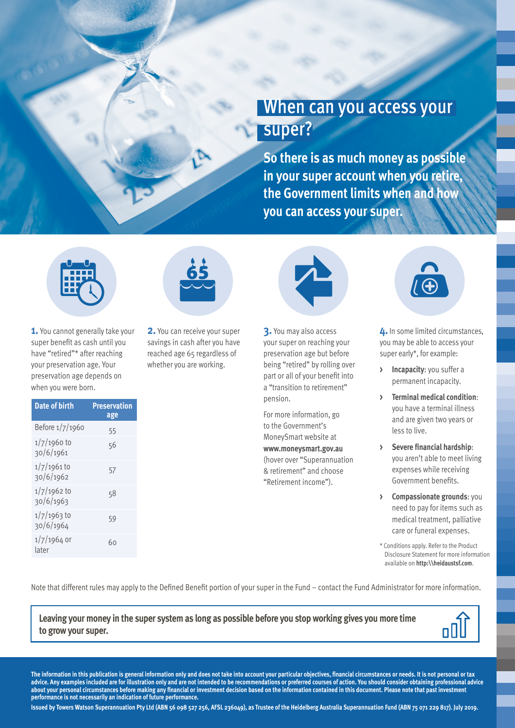# When can you access your super?

**So there is as much money as possible in your super account when you retire, the Government limits when and how you can access your super.**

**1.** You cannot generally take your super benefit as cash until you have "retired"* after reaching your preservation age. Your preservation age depends on when you were born.

| Date of birth | Preservation age |
|---|---|
| Before 1/7/1960 | 55 |
| 1/7/1960 to 30/6/1961 | 56 |
| 1/7/1961 to 30/6/1962 | 57 |
| 1/7/1962 to 30/6/1963 | 58 |
| 1/7/1963 to 30/6/1964 | 59 |
| 1/7/1964 or later | 60 |

**2.** You can receive your super savings in cash after you have reached age 65 regardless of whether you are working.

**3.** You may also access your super on reaching your preservation age but before being "retired" by rolling over part or all of your benefit into a "transition to retirement" pension.

For more information, go to the Government's MoneySmart website at **www.moneysmart.gov.au** (hover over "Superannuation & retirement" and choose "Retirement income").

**4.** In some limited circumstances, you may be able to access your super early*, for example:

- **Incapacity**: you suffer a permanent incapacity.
- **Terminal medical condition**: you have a terminal illness and are given two years or less to live.
- **Severe financial hardship**: you aren't able to meet living expenses while receiving Government benefits.
- **Compassionate grounds**: you need to pay for items such as medical treatment, palliative care or funeral expenses.

\* Conditions apply. Refer to the Product Disclosure Statement for more information available on **http:\\heidaustsf.com**.

Note that different rules may apply to the Defined Benefit portion of your super in the Fund – contact the Fund Administrator for more information.

**Leaving your money in the super system as long as possible before you stop working gives you more time to grow your super.**

**The information in this publication is general information only and does not take into account your particular objectives, financial circumstances or needs. It is not personal or tax advice. Any examples included are for illustration only and are not intended to be recommendations or preferred courses of action. You should consider obtaining professional advice about your personal circumstances before making any financial or investment decision based on the information contained in this document. Please note that past investment performance is not necessarily an indication of future performance.**

**Issued by Towers Watson Superannuation Pty Ltd (ABN 56 098 527 256, AFSL 236049), as Trustee of the Heidelberg Australia Superannuation Fund (ABN 75 071 229 817). July 2019.**